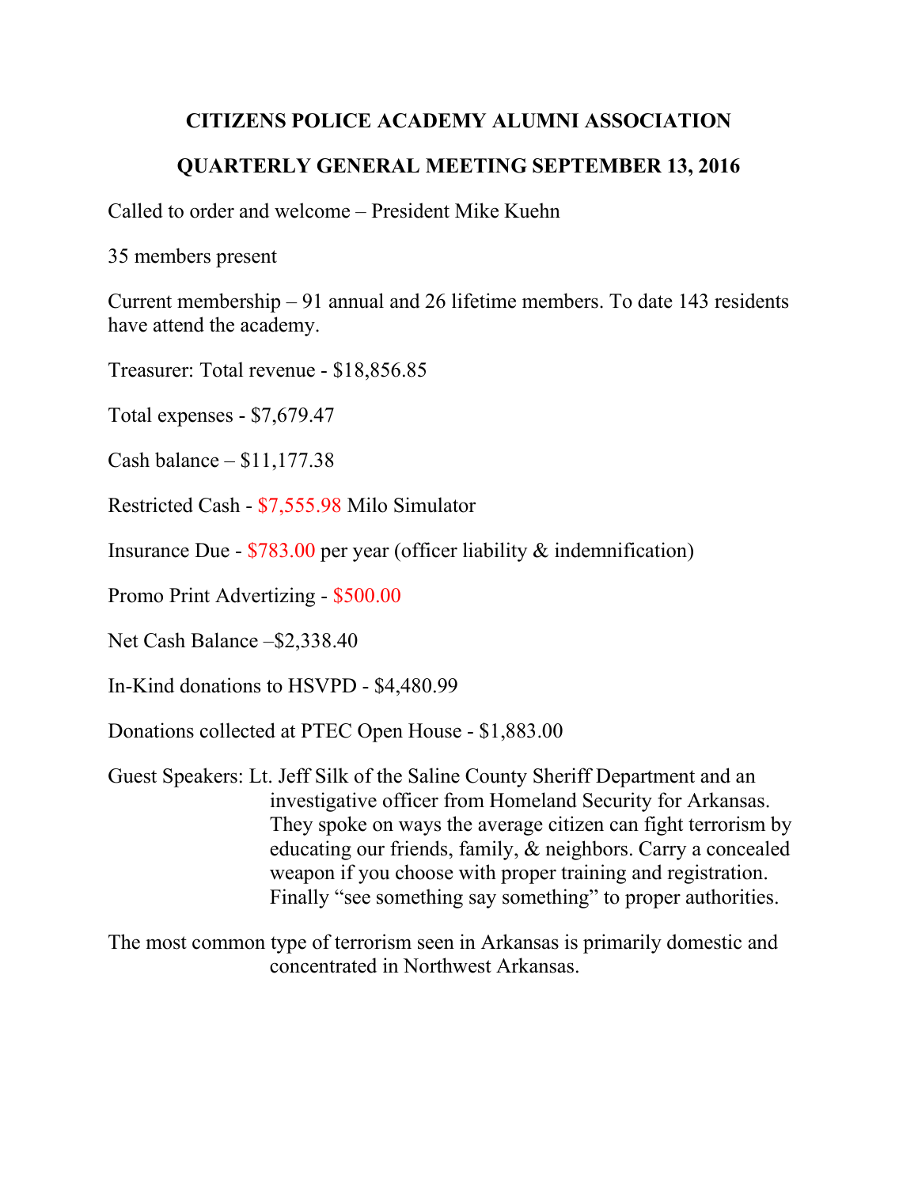# CITIZENS POLICE ACADEMY ALUMNI ASSOCIATION

## QUARTERLY GENERAL MEETING SEPTEMBER 13, 2016

Called to order and welcome – President Mike Kuehn

35 members present

Current membership – 91 annual and 26 lifetime members. To date 143 residents have attend the academy.

Treasurer: Total revenue - $18,856.85

Total expenses - $7,679.47

Cash balance – $11,177.38

Restricted Cash - $7,555.98 Milo Simulator

Insurance Due - $783.00 per year (officer liability & indemnification)

Promo Print Advertizing - $500.00

Net Cash Balance –$2,338.40

In-Kind donations to HSVPD - $4,480.99

Donations collected at PTEC Open House - $1,883.00

Guest Speakers: Lt. Jeff Silk of the Saline County Sheriff Department and an investigative officer from Homeland Security for Arkansas. They spoke on ways the average citizen can fight terrorism by educating our friends, family, & neighbors. Carry a concealed weapon if you choose with proper training and registration. Finally "see something say something" to proper authorities.

The most common type of terrorism seen in Arkansas is primarily domestic and concentrated in Northwest Arkansas.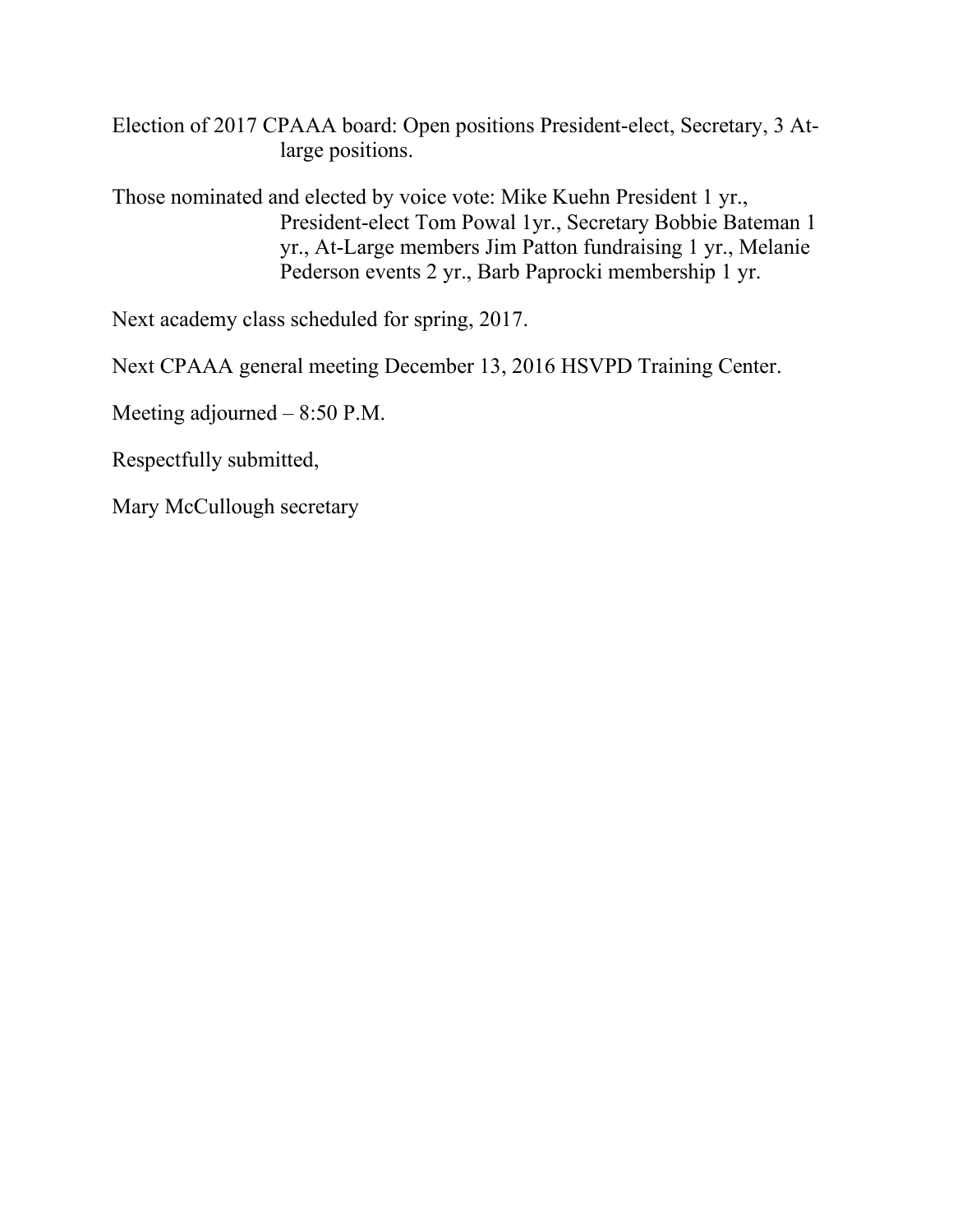Election of 2017 CPAAA board: Open positions President-elect, Secretary, 3 At-large positions.

Those nominated and elected by voice vote: Mike Kuehn President 1 yr., President-elect Tom Powal 1yr., Secretary Bobbie Bateman 1 yr., At-Large members Jim Patton fundraising 1 yr., Melanie Pederson events 2 yr., Barb Paprocki membership 1 yr.

Next academy class scheduled for spring, 2017.

Next CPAAA general meeting December 13, 2016 HSVPD Training Center.

Meeting adjourned – 8:50 P.M.

Respectfully submitted,

Mary McCullough secretary